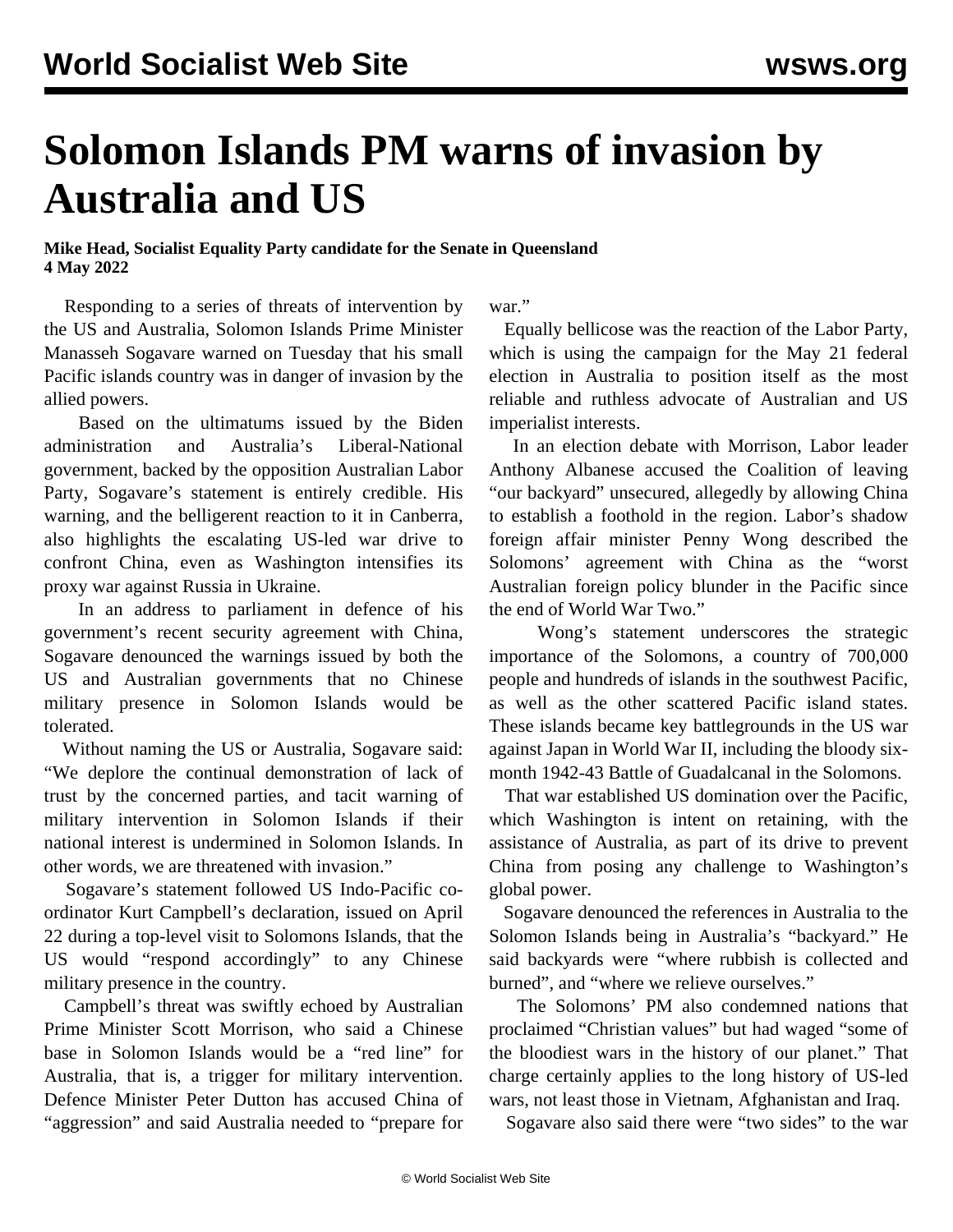# Solomon Islands PM warns of invasion by Australia and US

**Mike Head, Socialist Equality Party candidate for the Senate in Queensland**
**4 May 2022**

Responding to a series of threats of intervention by the US and Australia, Solomon Islands Prime Minister Manasseh Sogavare warned on Tuesday that his small Pacific islands country was in danger of invasion by the allied powers.

Based on the ultimatums issued by the Biden administration and Australia's Liberal-National government, backed by the opposition Australian Labor Party, Sogavare's statement is entirely credible. His warning, and the belligerent reaction to it in Canberra, also highlights the escalating US-led war drive to confront China, even as Washington intensifies its proxy war against Russia in Ukraine.

In an address to parliament in defence of his government's recent security agreement with China, Sogavare denounced the warnings issued by both the US and Australian governments that no Chinese military presence in Solomon Islands would be tolerated.

Without naming the US or Australia, Sogavare said: "We deplore the continual demonstration of lack of trust by the concerned parties, and tacit warning of military intervention in Solomon Islands if their national interest is undermined in Solomon Islands. In other words, we are threatened with invasion."

Sogavare's statement followed US Indo-Pacific co-ordinator Kurt Campbell's declaration, issued on April 22 during a top-level visit to Solomons Islands, that the US would "respond accordingly" to any Chinese military presence in the country.

Campbell's threat was swiftly echoed by Australian Prime Minister Scott Morrison, who said a Chinese base in Solomon Islands would be a "red line" for Australia, that is, a trigger for military intervention. Defence Minister Peter Dutton has accused China of "aggression" and said Australia needed to "prepare for war."

Equally bellicose was the reaction of the Labor Party, which is using the campaign for the May 21 federal election in Australia to position itself as the most reliable and ruthless advocate of Australian and US imperialist interests.

In an election debate with Morrison, Labor leader Anthony Albanese accused the Coalition of leaving "our backyard" unsecured, allegedly by allowing China to establish a foothold in the region. Labor's shadow foreign affair minister Penny Wong described the Solomons' agreement with China as the "worst Australian foreign policy blunder in the Pacific since the end of World War Two."

Wong's statement underscores the strategic importance of the Solomons, a country of 700,000 people and hundreds of islands in the southwest Pacific, as well as the other scattered Pacific island states. These islands became key battlegrounds in the US war against Japan in World War II, including the bloody six-month 1942-43 Battle of Guadalcanal in the Solomons.

That war established US domination over the Pacific, which Washington is intent on retaining, with the assistance of Australia, as part of its drive to prevent China from posing any challenge to Washington's global power.

Sogavare denounced the references in Australia to the Solomon Islands being in Australia's "backyard." He said backyards were "where rubbish is collected and burned", and "where we relieve ourselves."

The Solomons' PM also condemned nations that proclaimed "Christian values" but had waged "some of the bloodiest wars in the history of our planet." That charge certainly applies to the long history of US-led wars, not least those in Vietnam, Afghanistan and Iraq.

Sogavare also said there were "two sides" to the war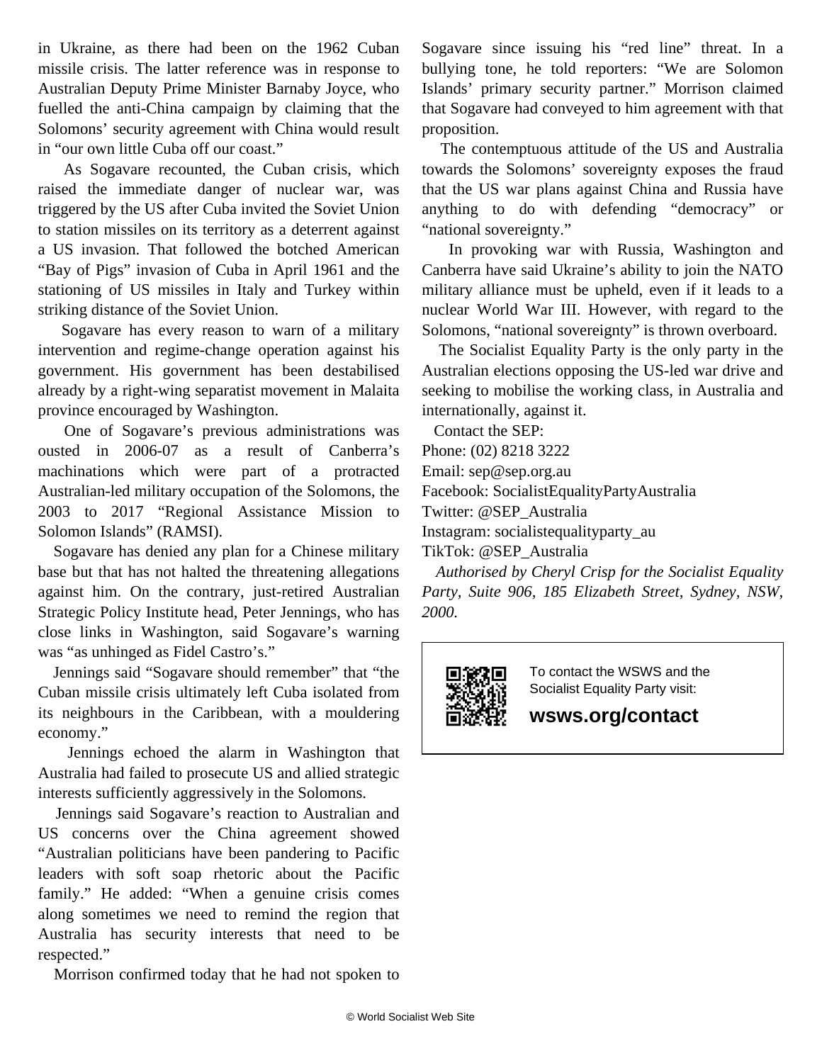in Ukraine, as there had been on the 1962 Cuban missile crisis. The latter reference was in response to Australian Deputy Prime Minister Barnaby Joyce, who fuelled the anti-China campaign by claiming that the Solomons' security agreement with China would result in "our own little Cuba off our coast."

As Sogavare recounted, the Cuban crisis, which raised the immediate danger of nuclear war, was triggered by the US after Cuba invited the Soviet Union to station missiles on its territory as a deterrent against a US invasion. That followed the botched American "Bay of Pigs" invasion of Cuba in April 1961 and the stationing of US missiles in Italy and Turkey within striking distance of the Soviet Union.

Sogavare has every reason to warn of a military intervention and regime-change operation against his government. His government has been destabilised already by a right-wing separatist movement in Malaita province encouraged by Washington.

One of Sogavare's previous administrations was ousted in 2006-07 as a result of Canberra's machinations which were part of a protracted Australian-led military occupation of the Solomons, the 2003 to 2017 "Regional Assistance Mission to Solomon Islands" (RAMSI).

Sogavare has denied any plan for a Chinese military base but that has not halted the threatening allegations against him. On the contrary, just-retired Australian Strategic Policy Institute head, Peter Jennings, who has close links in Washington, said Sogavare's warning was "as unhinged as Fidel Castro's."

Jennings said "Sogavare should remember" that "the Cuban missile crisis ultimately left Cuba isolated from its neighbours in the Caribbean, with a mouldering economy."

Jennings echoed the alarm in Washington that Australia had failed to prosecute US and allied strategic interests sufficiently aggressively in the Solomons.

Jennings said Sogavare's reaction to Australian and US concerns over the China agreement showed "Australian politicians have been pandering to Pacific leaders with soft soap rhetoric about the Pacific family." He added: "When a genuine crisis comes along sometimes we need to remind the region that Australia has security interests that need to be respected."

Morrison confirmed today that he had not spoken to Sogavare since issuing his "red line" threat. In a bullying tone, he told reporters: "We are Solomon Islands' primary security partner." Morrison claimed that Sogavare had conveyed to him agreement with that proposition.

The contemptuous attitude of the US and Australia towards the Solomons' sovereignty exposes the fraud that the US war plans against China and Russia have anything to do with defending "democracy" or "national sovereignty."

In provoking war with Russia, Washington and Canberra have said Ukraine's ability to join the NATO military alliance must be upheld, even if it leads to a nuclear World War III. However, with regard to the Solomons, "national sovereignty" is thrown overboard.

The Socialist Equality Party is the only party in the Australian elections opposing the US-led war drive and seeking to mobilise the working class, in Australia and internationally, against it.

Contact the SEP:
Phone: (02) 8218 3222
Email: sep@sep.org.au
Facebook: SocialistEqualityPartyAustralia
Twitter: @SEP_Australia
Instagram: socialistequalityparty_au
TikTok: @SEP_Australia

*Authorised by Cheryl Crisp for the Socialist Equality Party, Suite 906, 185 Elizabeth Street, Sydney, NSW, 2000.*

To contact the WSWS and the Socialist Equality Party visit:

**wsws.org/contact**